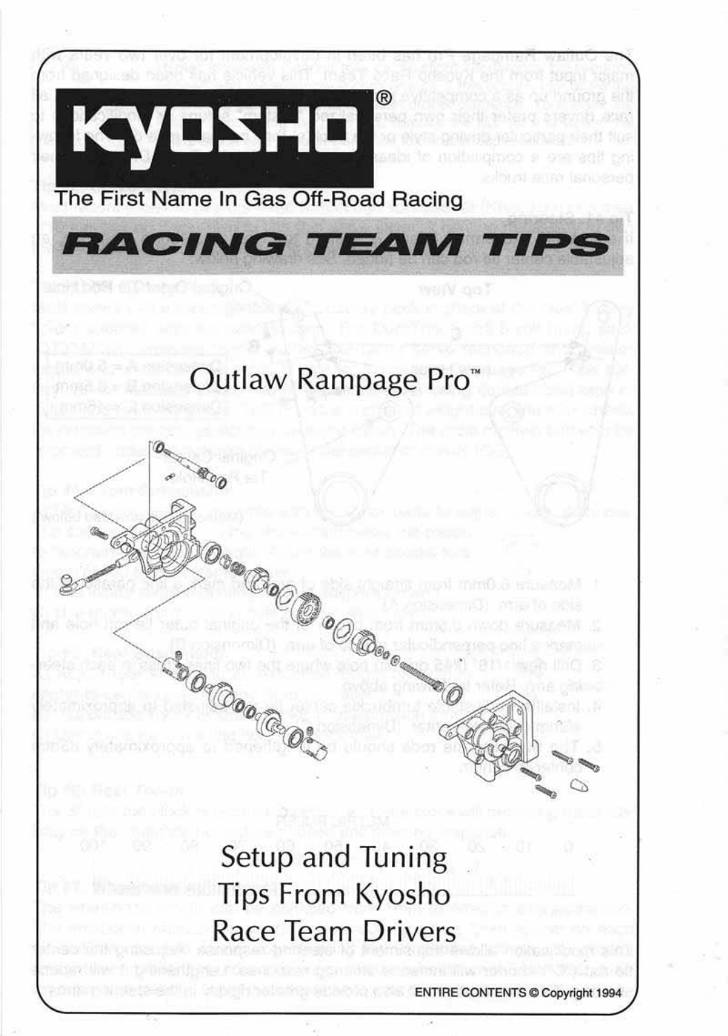# KYOSHO®

The First Name In Gas Off-Road Racing

## RACING TEAM TIPS

# Outlaw Rampage Pro™

## Setup and Tuning Tips From Kyosho Race Team Drivers

ENTIRE CONTENTS © Copyright 1994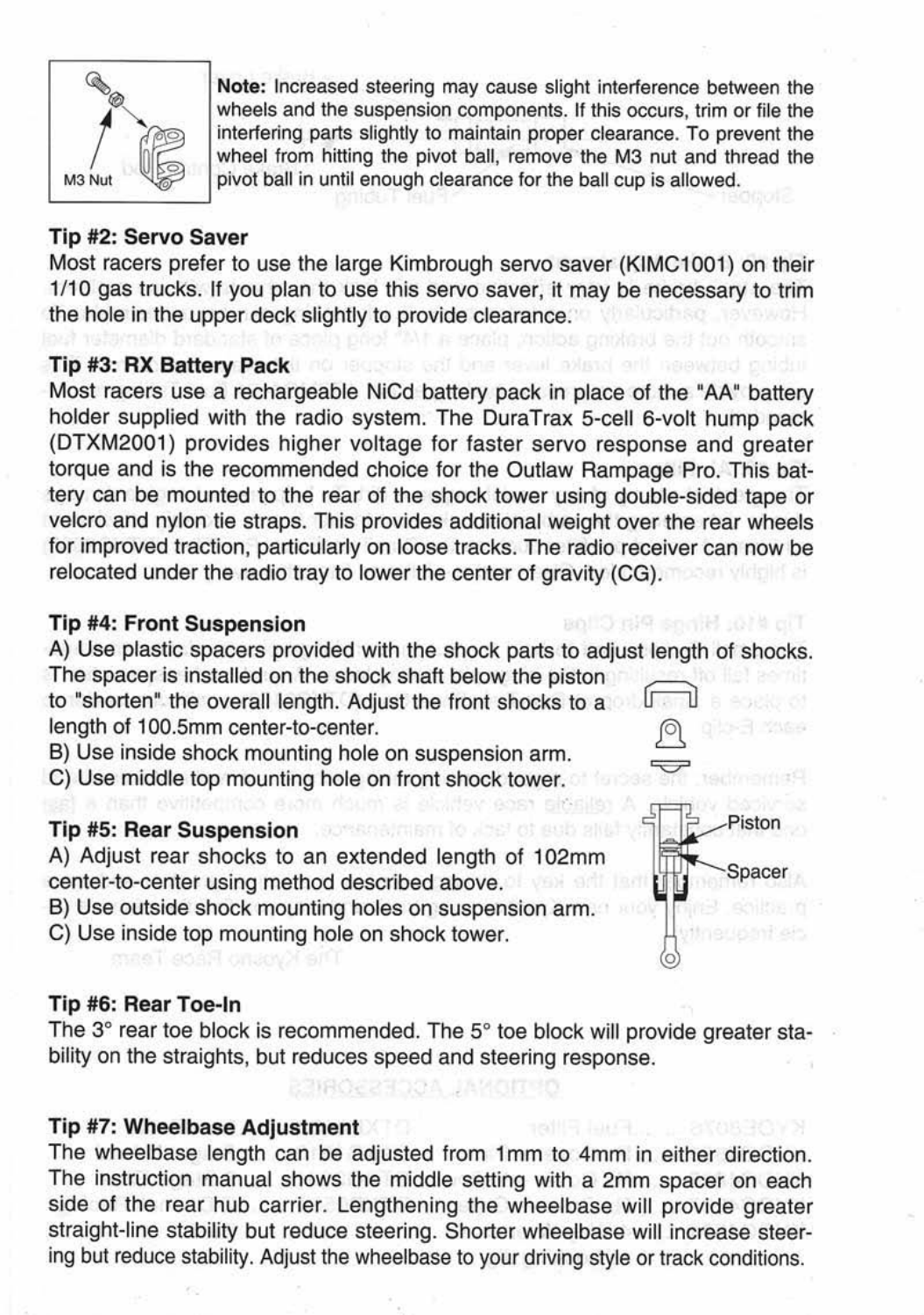**Note:** Increased steering may cause slight interference between the wheels and the suspension components. If this occurs, trim or file the interfering parts slightly to maintain proper clearance. To prevent the wheel from hitting the pivot ball, remove the M3 nut and thread the pivot ball in until enough clearance for the ball cup is allowed.

M3 Nut

**Tip #2: Servo Saver**

Most racers prefer to use the large Kimbrough servo saver (KIMC1001) on their 1/10 gas trucks. If you plan to use this servo saver, it may be necessary to trim the hole in the upper deck slightly to provide clearance.

**Tip #3: RX Battery Pack**

Most racers use a rechargeable NiCd battery pack in place of the "AA" battery holder supplied with the radio system. The DuraTrax 5-cell 6-volt hump pack (DTXM2001) provides higher voltage for faster servo response and greater torque and is the recommended choice for the Outlaw Rampage Pro. This battery can be mounted to the rear of the shock tower using double-sided tape or velcro and nylon tie straps. This provides additional weight over the rear wheels for improved traction, particularly on loose tracks. The radio receiver can now be relocated under the radio tray to lower the center of gravity (CG).

**Tip #4: Front Suspension**

A) Use plastic spacers provided with the shock parts to adjust length of shocks. The spacer is installed on the shock shaft below the piston to "shorten" the overall length. Adjust the front shocks to a length of 100.5mm center-to-center.

B) Use inside shock mounting hole on suspension arm.

C) Use middle top mounting hole on front shock tower.

**Tip #5: Rear Suspension**

A) Adjust rear shocks to an extended length of 102mm center-to-center using method described above.

B) Use outside shock mounting holes on suspension arm.

C) Use inside top mounting hole on shock tower.

Piston

Spacer

**Tip #6: Rear Toe-In**

The 3° rear toe block is recommended. The 5° toe block will provide greater stability on the straights, but reduces speed and steering response.

**Tip #7: Wheelbase Adjustment**

The wheelbase length can be adjusted from 1mm to 4mm in either direction. The instruction manual shows the middle setting with a 2mm spacer on each side of the rear hub carrier. Lengthening the wheelbase will provide greater straight-line stability but reduce steering. Shorter wheelbase will increase steering but reduce stability. Adjust the wheelbase to your driving style or track conditions.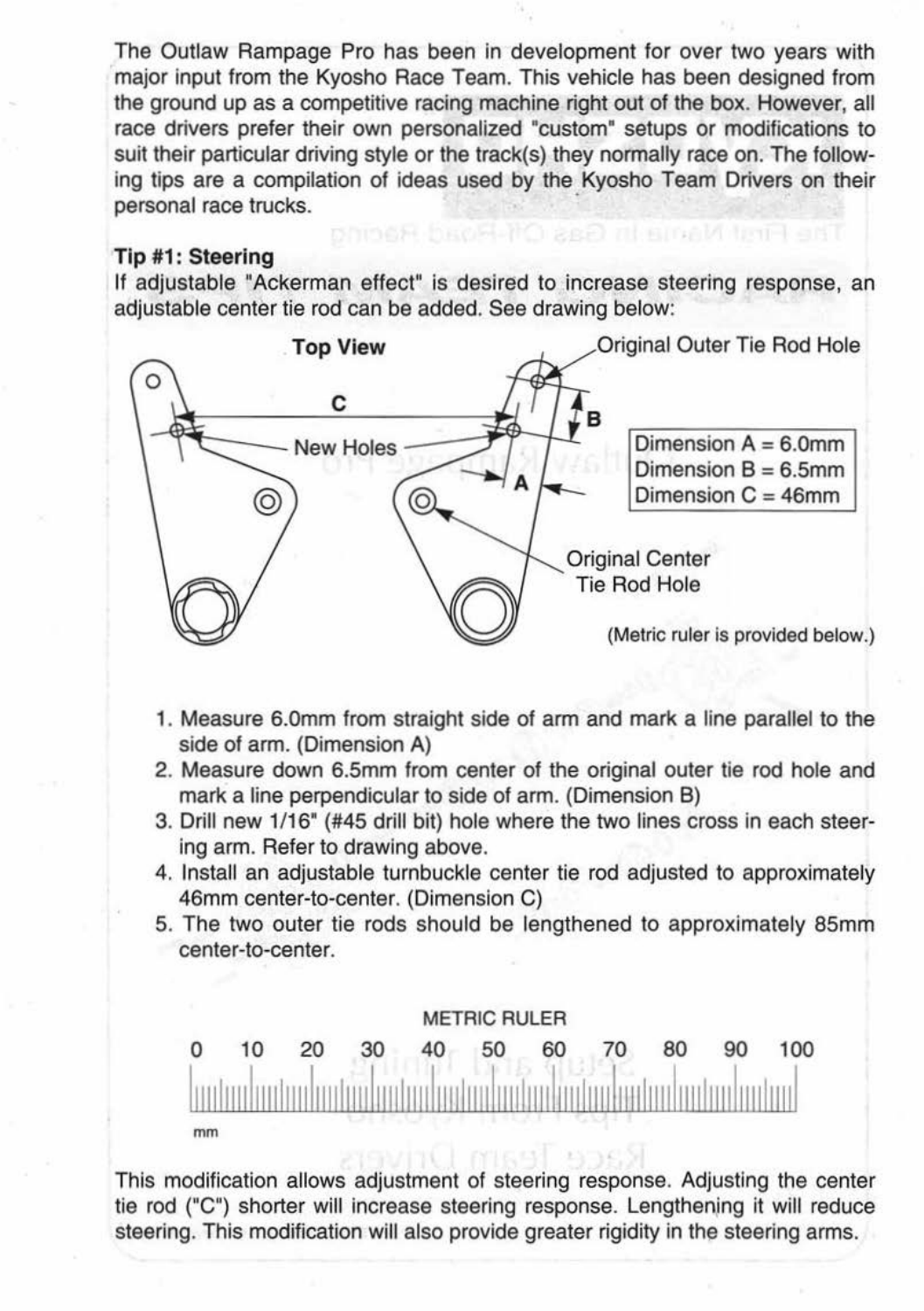The Outlaw Rampage Pro has been in development for over two years with major input from the Kyosho Race Team. This vehicle has been designed from the ground up as a competitive racing machine right out of the box. However, all race drivers prefer their own personalized "custom" setups or modifications to suit their particular driving style or the track(s) they normally race on. The following tips are a compilation of ideas used by the Kyosho Team Drivers on their personal race trucks.

**Tip #1: Steering**

If adjustable "Ackerman effect" is desired to increase steering response, an adjustable center tie rod can be added. See drawing below:

Top View

Original Outer Tie Rod Hole

New Holes

Original Center Tie Rod Hole

Dimension A = 6.0mm
Dimension B = 6.5mm
Dimension C = 46mm

(Metric ruler is provided below.)

1. Measure 6.0mm from straight side of arm and mark a line parallel to the side of arm. (Dimension A)
2. Measure down 6.5mm from center of the original outer tie rod hole and mark a line perpendicular to side of arm. (Dimension B)
3. Drill new 1/16" (#45 drill bit) hole where the two lines cross in each steering arm. Refer to drawing above.
4. Install an adjustable turnbuckle center tie rod adjusted to approximately 46mm center-to-center. (Dimension C)
5. The two outer tie rods should be lengthened to approximately 85mm center-to-center.

METRIC RULER

0 10 20 30 40 50 60 70 80 90 100

mm

This modification allows adjustment of steering response. Adjusting the center tie rod ("C") shorter will increase steering response. Lengthening it will reduce steering. This modification will also provide greater rigidity in the steering arms.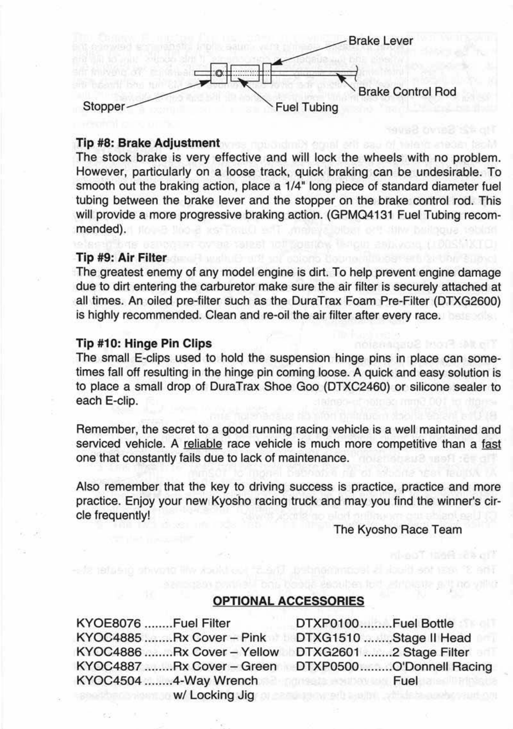Brake Lever

Brake Control Rod

Stopper

Fuel Tubing

**Tip #8: Brake Adjustment**

The stock brake is very effective and will lock the wheels with no problem. However, particularly on a loose track, quick braking can be undesirable. To smooth out the braking action, place a 1/4" long piece of standard diameter fuel tubing between the brake lever and the stopper on the brake control rod. This will provide a more progressive braking action. (GPMQ4131 Fuel Tubing recommended).

**Tip #9: Air Filter**

The greatest enemy of any model engine is dirt. To help prevent engine damage due to dirt entering the carburetor make sure the air filter is securely attached at all times. An oiled pre-filter such as the DuraTrax Foam Pre-Filter (DTXG2600) is highly recommended. Clean and re-oil the air filter after every race.

**Tip #10: Hinge Pin Clips**

The small E-clips used to hold the suspension hinge pins in place can sometimes fall off resulting in the hinge pin coming loose. A quick and easy solution is to place a small drop of DuraTrax Shoe Goo (DTXC2460) or silicone sealer to each E-clip.

Remember, the secret to a good running racing vehicle is a well maintained and serviced vehicle. A reliable race vehicle is much more competitive than a fast one that constantly fails due to lack of maintenance.

Also remember that the key to driving success is practice, practice and more practice. Enjoy your new Kyosho racing truck and may you find the winner's circle frequently!

The Kyosho Race Team

## OPTIONAL ACCESSORIES

| | | | |
|---|---|---|---|
| KYOE8076 | Fuel Filter | DTXP0100 | Fuel Bottle |
| KYOC4885 | Rx Cover – Pink | DTXG1510 | Stage II Head |
| KYOC4886 | Rx Cover – Yellow | DTXG2601 | 2 Stage Filter |
| KYOC4887 | Rx Cover – Green | DTXP0500 | O'Donnell Racing Fuel |
| KYOC4504 | 4-Way Wrench w/ Locking Jig | | |